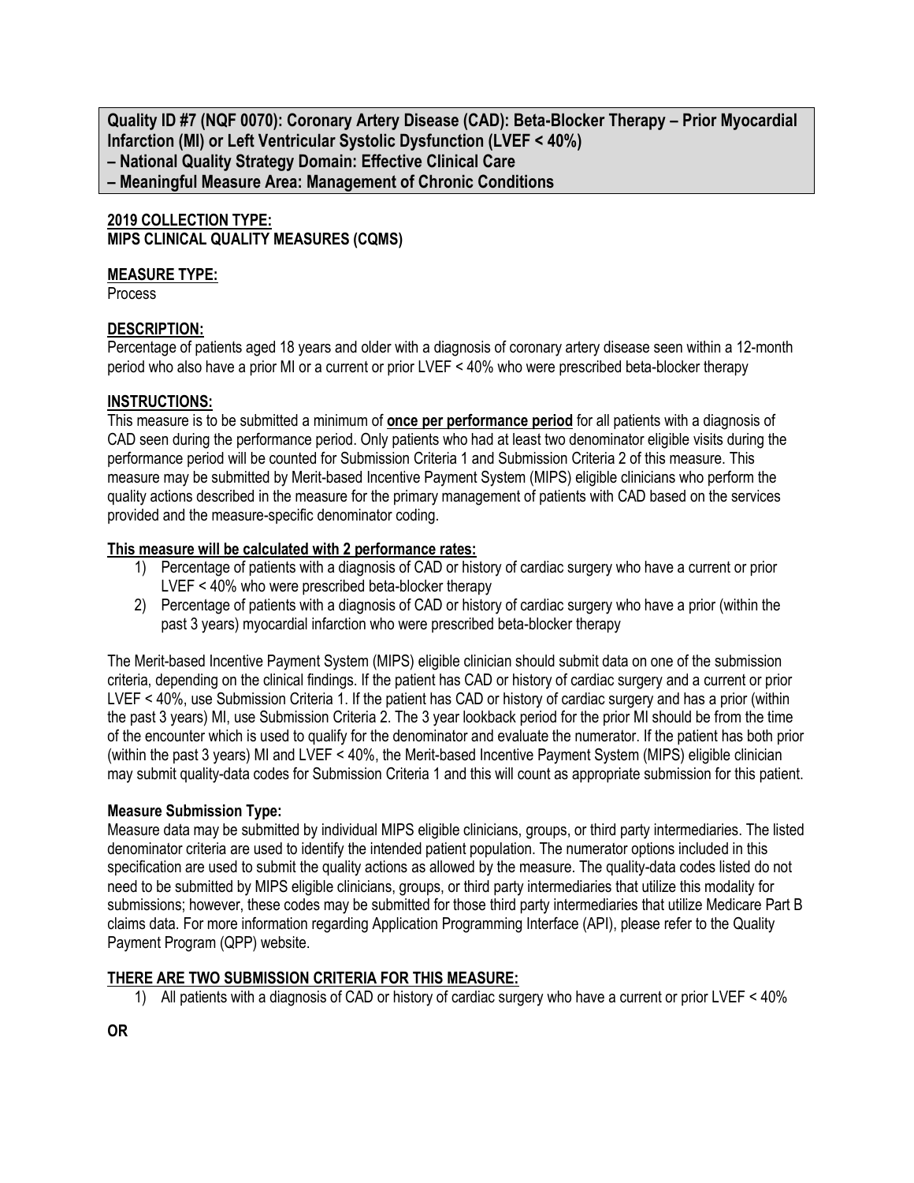**Quality ID #7 (NQF 0070): Coronary Artery Disease (CAD): Beta-Blocker Therapy – Prior Myocardial Infarction (MI) or Left Ventricular Systolic Dysfunction (LVEF < 40%)**
**– National Quality Strategy Domain: Effective Clinical Care**
**– Meaningful Measure Area: Management of Chronic Conditions**

**2019 COLLECTION TYPE:**
**MIPS CLINICAL QUALITY MEASURES (CQMS)**

**MEASURE TYPE:**
Process

**DESCRIPTION:**
Percentage of patients aged 18 years and older with a diagnosis of coronary artery disease seen within a 12-month period who also have a prior MI or a current or prior LVEF < 40% who were prescribed beta-blocker therapy

**INSTRUCTIONS:**
This measure is to be submitted a minimum of **once per performance period** for all patients with a diagnosis of CAD seen during the performance period. Only patients who had at least two denominator eligible visits during the performance period will be counted for Submission Criteria 1 and Submission Criteria 2 of this measure. This measure may be submitted by Merit-based Incentive Payment System (MIPS) eligible clinicians who perform the quality actions described in the measure for the primary management of patients with CAD based on the services provided and the measure-specific denominator coding.

**This measure will be calculated with 2 performance rates:**

1) Percentage of patients with a diagnosis of CAD or history of cardiac surgery who have a current or prior LVEF < 40% who were prescribed beta-blocker therapy
2) Percentage of patients with a diagnosis of CAD or history of cardiac surgery who have a prior (within the past 3 years) myocardial infarction who were prescribed beta-blocker therapy

The Merit-based Incentive Payment System (MIPS) eligible clinician should submit data on one of the submission criteria, depending on the clinical findings. If the patient has CAD or history of cardiac surgery and a current or prior LVEF < 40%, use Submission Criteria 1. If the patient has CAD or history of cardiac surgery and has a prior (within the past 3 years) MI, use Submission Criteria 2. The 3 year lookback period for the prior MI should be from the time of the encounter which is used to qualify for the denominator and evaluate the numerator. If the patient has both prior (within the past 3 years) MI and LVEF < 40%, the Merit-based Incentive Payment System (MIPS) eligible clinician may submit quality-data codes for Submission Criteria 1 and this will count as appropriate submission for this patient.

**Measure Submission Type:**
Measure data may be submitted by individual MIPS eligible clinicians, groups, or third party intermediaries. The listed denominator criteria are used to identify the intended patient population. The numerator options included in this specification are used to submit the quality actions as allowed by the measure. The quality-data codes listed do not need to be submitted by MIPS eligible clinicians, groups, or third party intermediaries that utilize this modality for submissions; however, these codes may be submitted for those third party intermediaries that utilize Medicare Part B claims data. For more information regarding Application Programming Interface (API), please refer to the Quality Payment Program (QPP) website.

**THERE ARE TWO SUBMISSION CRITERIA FOR THIS MEASURE:**

1) All patients with a diagnosis of CAD or history of cardiac surgery who have a current or prior LVEF < 40%

**OR**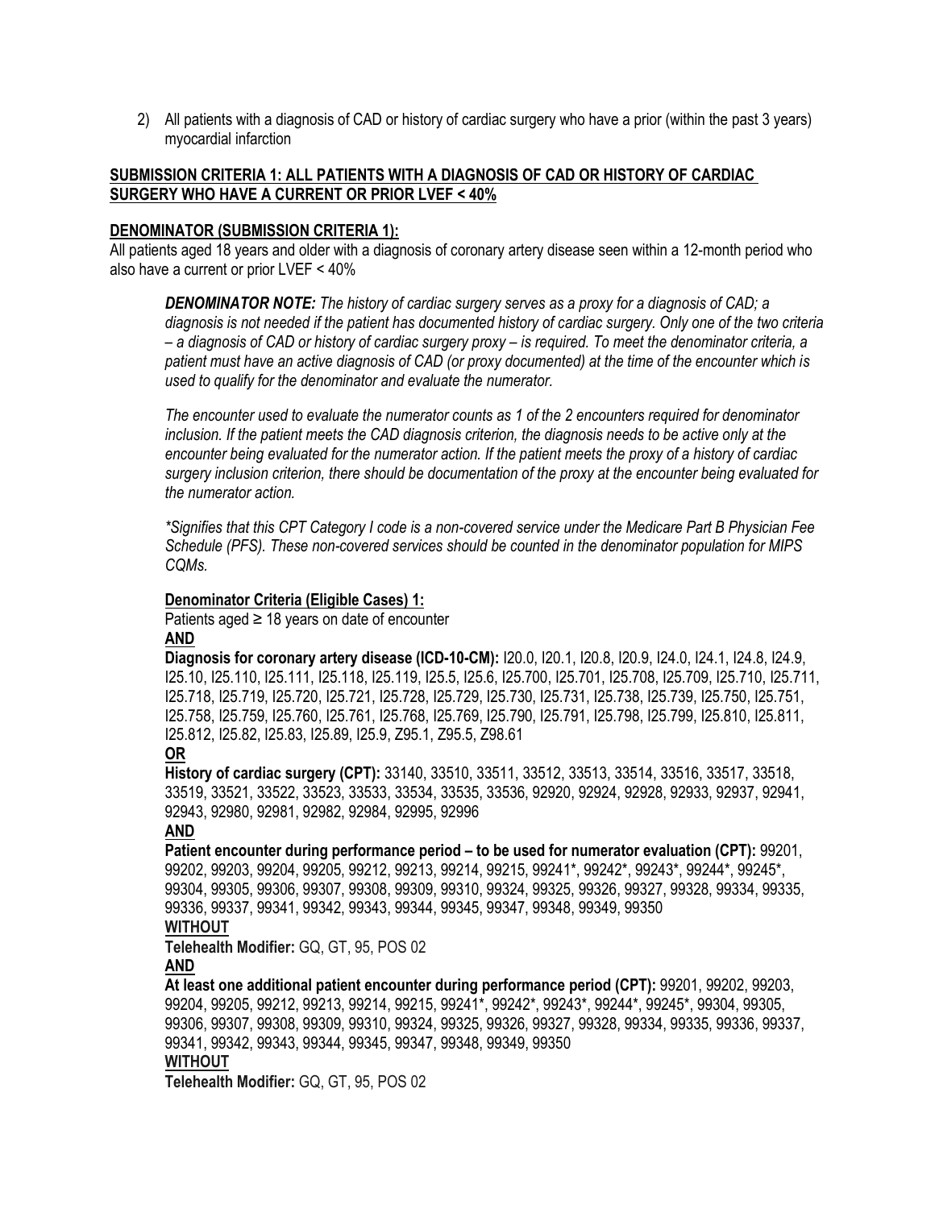2) All patients with a diagnosis of CAD or history of cardiac surgery who have a prior (within the past 3 years) myocardial infarction

**SUBMISSION CRITERIA 1: ALL PATIENTS WITH A DIAGNOSIS OF CAD OR HISTORY OF CARDIAC SURGERY WHO HAVE A CURRENT OR PRIOR LVEF < 40%**

**DENOMINATOR (SUBMISSION CRITERIA 1):**

All patients aged 18 years and older with a diagnosis of coronary artery disease seen within a 12-month period who also have a current or prior LVEF < 40%

> ***DENOMINATOR NOTE:*** *The history of cardiac surgery serves as a proxy for a diagnosis of CAD; a diagnosis is not needed if the patient has documented history of cardiac surgery. Only one of the two criteria – a diagnosis of CAD or history of cardiac surgery proxy – is required. To meet the denominator criteria, a patient must have an active diagnosis of CAD (or proxy documented) at the time of the encounter which is used to qualify for the denominator and evaluate the numerator.*
>
> *The encounter used to evaluate the numerator counts as 1 of the 2 encounters required for denominator inclusion. If the patient meets the CAD diagnosis criterion, the diagnosis needs to be active only at the encounter being evaluated for the numerator action. If the patient meets the proxy of a history of cardiac surgery inclusion criterion, there should be documentation of the proxy at the encounter being evaluated for the numerator action.*
>
> *\*Signifies that this CPT Category I code is a non-covered service under the Medicare Part B Physician Fee Schedule (PFS). These non-covered services should be counted in the denominator population for MIPS CQMs.*

**Denominator Criteria (Eligible Cases) 1:**

Patients aged ≥ 18 years on date of encounter

**AND**

**Diagnosis for coronary artery disease (ICD-10-CM):** I20.0, I20.1, I20.8, I20.9, I24.0, I24.1, I24.8, I24.9, I25.10, I25.110, I25.111, I25.118, I25.119, I25.5, I25.6, I25.700, I25.701, I25.708, I25.709, I25.710, I25.711, I25.718, I25.719, I25.720, I25.721, I25.728, I25.729, I25.730, I25.731, I25.738, I25.739, I25.750, I25.751, I25.758, I25.759, I25.760, I25.761, I25.768, I25.769, I25.790, I25.791, I25.798, I25.799, I25.810, I25.811, I25.812, I25.82, I25.83, I25.89, I25.9, Z95.1, Z95.5, Z98.61

**OR**

**History of cardiac surgery (CPT):** 33140, 33510, 33511, 33512, 33513, 33514, 33516, 33517, 33518, 33519, 33521, 33522, 33523, 33533, 33534, 33535, 33536, 92920, 92924, 92928, 92933, 92937, 92941, 92943, 92980, 92981, 92982, 92984, 92995, 92996

**AND**

**Patient encounter during performance period – to be used for numerator evaluation (CPT):** 99201, 99202, 99203, 99204, 99205, 99212, 99213, 99214, 99215, 99241\*, 99242\*, 99243\*, 99244\*, 99245\*, 99304, 99305, 99306, 99307, 99308, 99309, 99310, 99324, 99325, 99326, 99327, 99328, 99334, 99335, 99336, 99337, 99341, 99342, 99343, 99344, 99345, 99347, 99348, 99349, 99350

**WITHOUT**

**Telehealth Modifier:** GQ, GT, 95, POS 02

**AND**

**At least one additional patient encounter during performance period (CPT):** 99201, 99202, 99203, 99204, 99205, 99212, 99213, 99214, 99215, 99241\*, 99242\*, 99243\*, 99244\*, 99245\*, 99304, 99305, 99306, 99307, 99308, 99309, 99310, 99324, 99325, 99326, 99327, 99328, 99334, 99335, 99336, 99337, 99341, 99342, 99343, 99344, 99345, 99347, 99348, 99349, 99350

**WITHOUT**

**Telehealth Modifier:** GQ, GT, 95, POS 02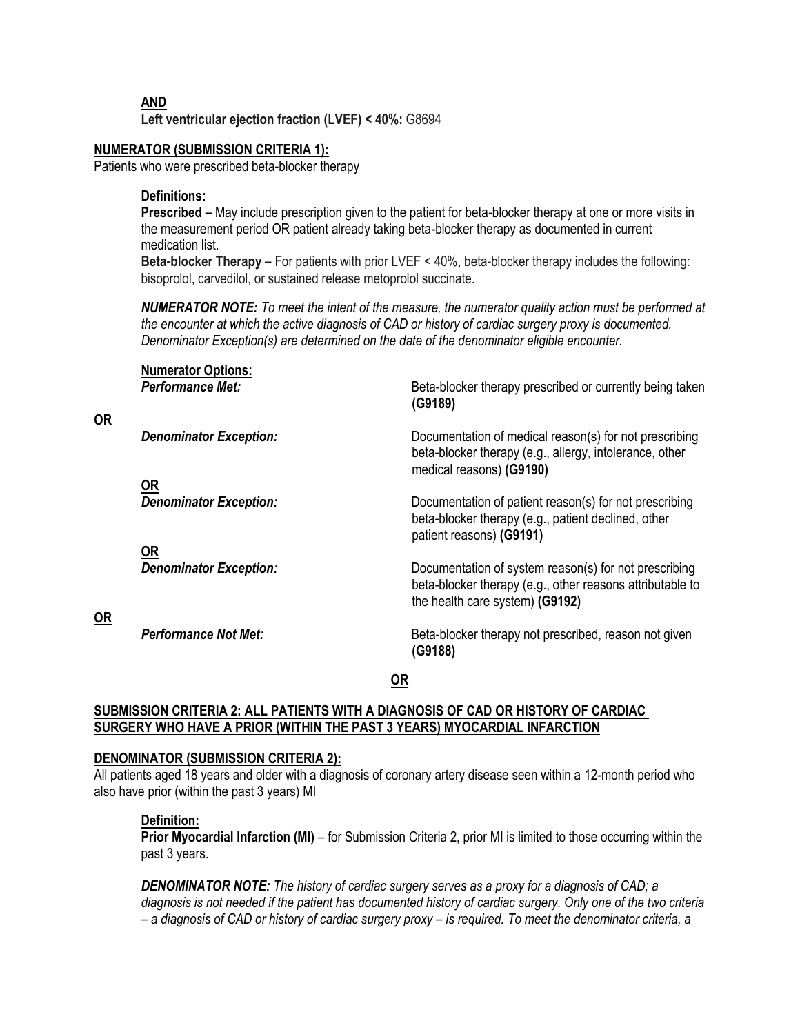**AND**

**Left ventricular ejection fraction (LVEF) < 40%:** G8694

**NUMERATOR (SUBMISSION CRITERIA 1):**

Patients who were prescribed beta-blocker therapy

**Definitions:**

**Prescribed –** May include prescription given to the patient for beta-blocker therapy at one or more visits in the measurement period OR patient already taking beta-blocker therapy as documented in current medication list.

**Beta-blocker Therapy –** For patients with prior LVEF < 40%, beta-blocker therapy includes the following: bisoprolol, carvedilol, or sustained release metoprolol succinate.

***NUMERATOR NOTE:*** *To meet the intent of the measure, the numerator quality action must be performed at the encounter at which the active diagnosis of CAD or history of cardiac surgery proxy is documented. Denominator Exception(s) are determined on the date of the denominator eligible encounter.*

**Numerator Options:**

***Performance Met:*** Beta-blocker therapy prescribed or currently being taken **(G9189)**

**OR**

***Denominator Exception:*** Documentation of medical reason(s) for not prescribing beta-blocker therapy (e.g., allergy, intolerance, other medical reasons) **(G9190)**

**OR**

***Denominator Exception:*** Documentation of patient reason(s) for not prescribing beta-blocker therapy (e.g., patient declined, other patient reasons) **(G9191)**

**OR**

***Denominator Exception:*** Documentation of system reason(s) for not prescribing beta-blocker therapy (e.g., other reasons attributable to the health care system) **(G9192)**

**OR**

***Performance Not Met:*** Beta-blocker therapy not prescribed, reason not given **(G9188)**

**OR**

**SUBMISSION CRITERIA 2: ALL PATIENTS WITH A DIAGNOSIS OF CAD OR HISTORY OF CARDIAC SURGERY WHO HAVE A PRIOR (WITHIN THE PAST 3 YEARS) MYOCARDIAL INFARCTION**

**DENOMINATOR (SUBMISSION CRITERIA 2):**

All patients aged 18 years and older with a diagnosis of coronary artery disease seen within a 12-month period who also have prior (within the past 3 years) MI

**Definition:**

**Prior Myocardial Infarction (MI)** – for Submission Criteria 2, prior MI is limited to those occurring within the past 3 years.

***DENOMINATOR NOTE:*** *The history of cardiac surgery serves as a proxy for a diagnosis of CAD; a diagnosis is not needed if the patient has documented history of cardiac surgery. Only one of the two criteria – a diagnosis of CAD or history of cardiac surgery proxy – is required. To meet the denominator criteria, a*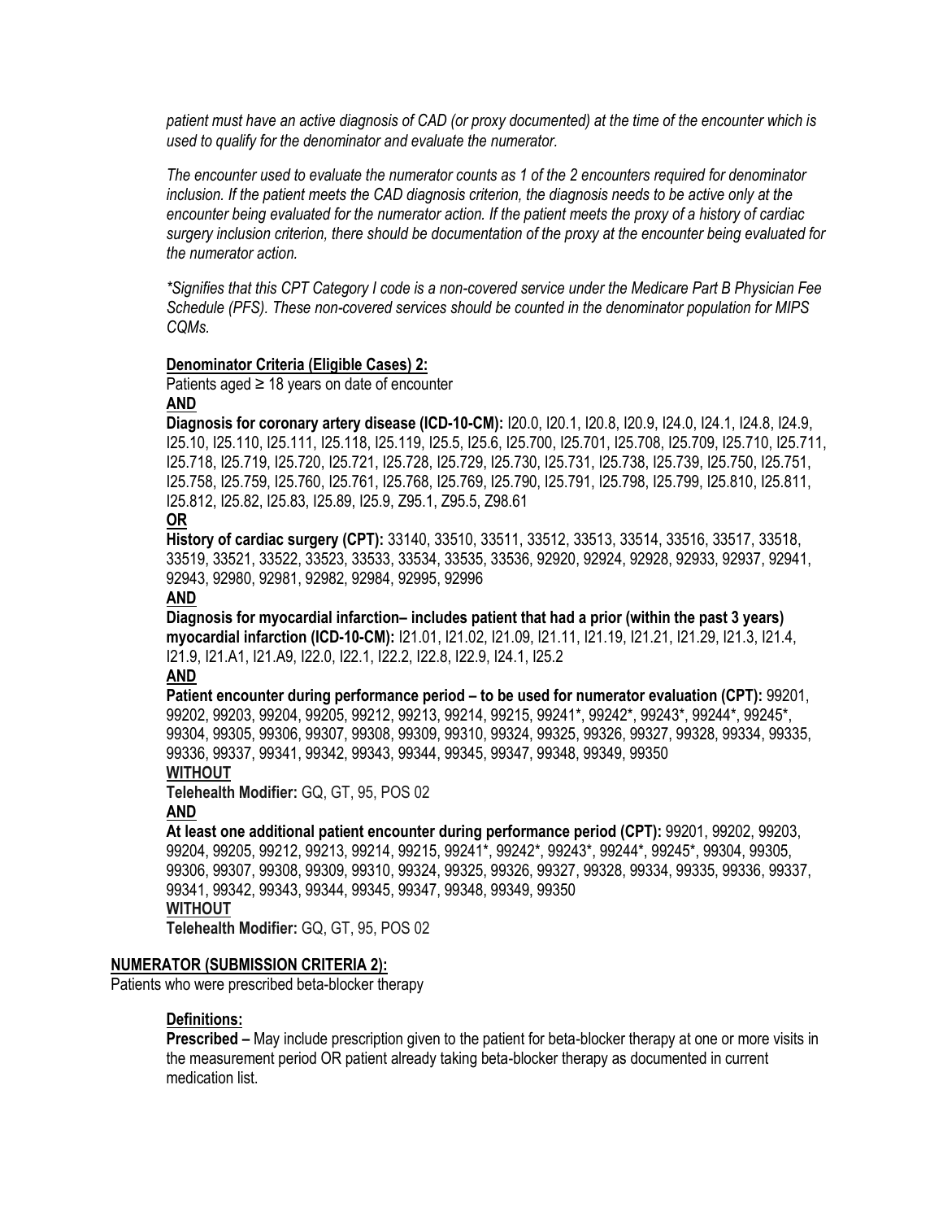*patient must have an active diagnosis of CAD (or proxy documented) at the time of the encounter which is used to qualify for the denominator and evaluate the numerator.*

*The encounter used to evaluate the numerator counts as 1 of the 2 encounters required for denominator inclusion. If the patient meets the CAD diagnosis criterion, the diagnosis needs to be active only at the encounter being evaluated for the numerator action. If the patient meets the proxy of a history of cardiac surgery inclusion criterion, there should be documentation of the proxy at the encounter being evaluated for the numerator action.*

*\*Signifies that this CPT Category I code is a non-covered service under the Medicare Part B Physician Fee Schedule (PFS). These non-covered services should be counted in the denominator population for MIPS CQMs.*

**Denominator Criteria (Eligible Cases) 2:**

Patients aged ≥ 18 years on date of encounter

**AND**

**Diagnosis for coronary artery disease (ICD-10-CM):** I20.0, I20.1, I20.8, I20.9, I24.0, I24.1, I24.8, I24.9, I25.10, I25.110, I25.111, I25.118, I25.119, I25.5, I25.6, I25.700, I25.701, I25.708, I25.709, I25.710, I25.711, I25.718, I25.719, I25.720, I25.721, I25.728, I25.729, I25.730, I25.731, I25.738, I25.739, I25.750, I25.751, I25.758, I25.759, I25.760, I25.761, I25.768, I25.769, I25.790, I25.791, I25.798, I25.799, I25.810, I25.811, I25.812, I25.82, I25.83, I25.89, I25.9, Z95.1, Z95.5, Z98.61

**OR**

**History of cardiac surgery (CPT):** 33140, 33510, 33511, 33512, 33513, 33514, 33516, 33517, 33518, 33519, 33521, 33522, 33523, 33533, 33534, 33535, 33536, 92920, 92924, 92928, 92933, 92937, 92941, 92943, 92980, 92981, 92982, 92984, 92995, 92996

**AND**

**Diagnosis for myocardial infarction– includes patient that had a prior (within the past 3 years) myocardial infarction (ICD-10-CM):** I21.01, I21.02, I21.09, I21.11, I21.19, I21.21, I21.29, I21.3, I21.4, I21.9, I21.A1, I21.A9, I22.0, I22.1, I22.2, I22.8, I22.9, I24.1, I25.2

**AND**

**Patient encounter during performance period – to be used for numerator evaluation (CPT):** 99201, 99202, 99203, 99204, 99205, 99212, 99213, 99214, 99215, 99241\*, 99242\*, 99243\*, 99244\*, 99245\*, 99304, 99305, 99306, 99307, 99308, 99309, 99310, 99324, 99325, 99326, 99327, 99328, 99334, 99335, 99336, 99337, 99341, 99342, 99343, 99344, 99345, 99347, 99348, 99349, 99350

**WITHOUT**

**Telehealth Modifier:** GQ, GT, 95, POS 02

**AND**

**At least one additional patient encounter during performance period (CPT):** 99201, 99202, 99203, 99204, 99205, 99212, 99213, 99214, 99215, 99241\*, 99242\*, 99243\*, 99244\*, 99245\*, 99304, 99305, 99306, 99307, 99308, 99309, 99310, 99324, 99325, 99326, 99327, 99328, 99334, 99335, 99336, 99337, 99341, 99342, 99343, 99344, 99345, 99347, 99348, 99349, 99350

**WITHOUT**

**Telehealth Modifier:** GQ, GT, 95, POS 02

**NUMERATOR (SUBMISSION CRITERIA 2):**

Patients who were prescribed beta-blocker therapy

**Definitions:**

**Prescribed –** May include prescription given to the patient for beta-blocker therapy at one or more visits in the measurement period OR patient already taking beta-blocker therapy as documented in current medication list.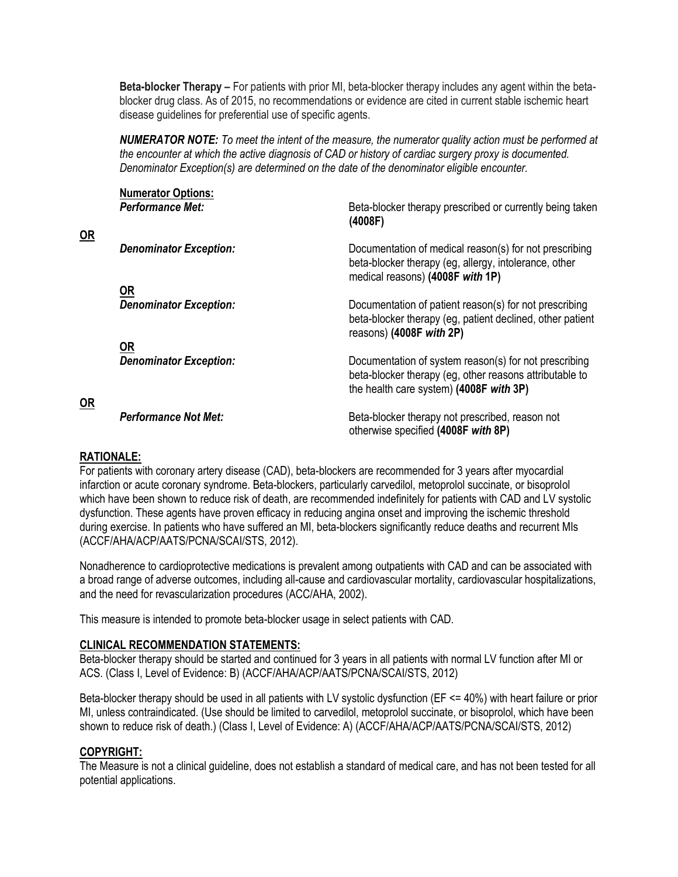**Beta-blocker Therapy –** For patients with prior MI, beta-blocker therapy includes any agent within the beta-blocker drug class. As of 2015, no recommendations or evidence are cited in current stable ischemic heart disease guidelines for preferential use of specific agents.

***NUMERATOR NOTE:*** *To meet the intent of the measure, the numerator quality action must be performed at the encounter at which the active diagnosis of CAD or history of cardiac surgery proxy is documented. Denominator Exception(s) are determined on the date of the denominator eligible encounter.*

**Numerator Options:**

***Performance Met:*** Beta-blocker therapy prescribed or currently being taken **(4008F)**

**OR**

***Denominator Exception:*** Documentation of medical reason(s) for not prescribing beta-blocker therapy (eg, allergy, intolerance, other medical reasons) **(4008F *with* 1P)**

**OR**

***Denominator Exception:*** Documentation of patient reason(s) for not prescribing beta-blocker therapy (eg, patient declined, other patient reasons) **(4008F *with* 2P)**

**OR**

***Denominator Exception:*** Documentation of system reason(s) for not prescribing beta-blocker therapy (eg, other reasons attributable to the health care system) **(4008F *with* 3P)**

**OR**

***Performance Not Met:*** Beta-blocker therapy not prescribed, reason not otherwise specified **(4008F *with* 8P)**

## RATIONALE:

For patients with coronary artery disease (CAD), beta-blockers are recommended for 3 years after myocardial infarction or acute coronary syndrome. Beta-blockers, particularly carvedilol, metoprolol succinate, or bisoprolol which have been shown to reduce risk of death, are recommended indefinitely for patients with CAD and LV systolic dysfunction. These agents have proven efficacy in reducing angina onset and improving the ischemic threshold during exercise. In patients who have suffered an MI, beta-blockers significantly reduce deaths and recurrent MIs (ACCF/AHA/ACP/AATS/PCNA/SCAI/STS, 2012).

Nonadherence to cardioprotective medications is prevalent among outpatients with CAD and can be associated with a broad range of adverse outcomes, including all-cause and cardiovascular mortality, cardiovascular hospitalizations, and the need for revascularization procedures (ACC/AHA, 2002).

This measure is intended to promote beta-blocker usage in select patients with CAD.

## CLINICAL RECOMMENDATION STATEMENTS:

Beta-blocker therapy should be started and continued for 3 years in all patients with normal LV function after MI or ACS. (Class I, Level of Evidence: B) (ACCF/AHA/ACP/AATS/PCNA/SCAI/STS, 2012)

Beta-blocker therapy should be used in all patients with LV systolic dysfunction (EF <= 40%) with heart failure or prior MI, unless contraindicated. (Use should be limited to carvedilol, metoprolol succinate, or bisoprolol, which have been shown to reduce risk of death.) (Class I, Level of Evidence: A) (ACCF/AHA/ACP/AATS/PCNA/SCAI/STS, 2012)

## COPYRIGHT:

The Measure is not a clinical guideline, does not establish a standard of medical care, and has not been tested for all potential applications.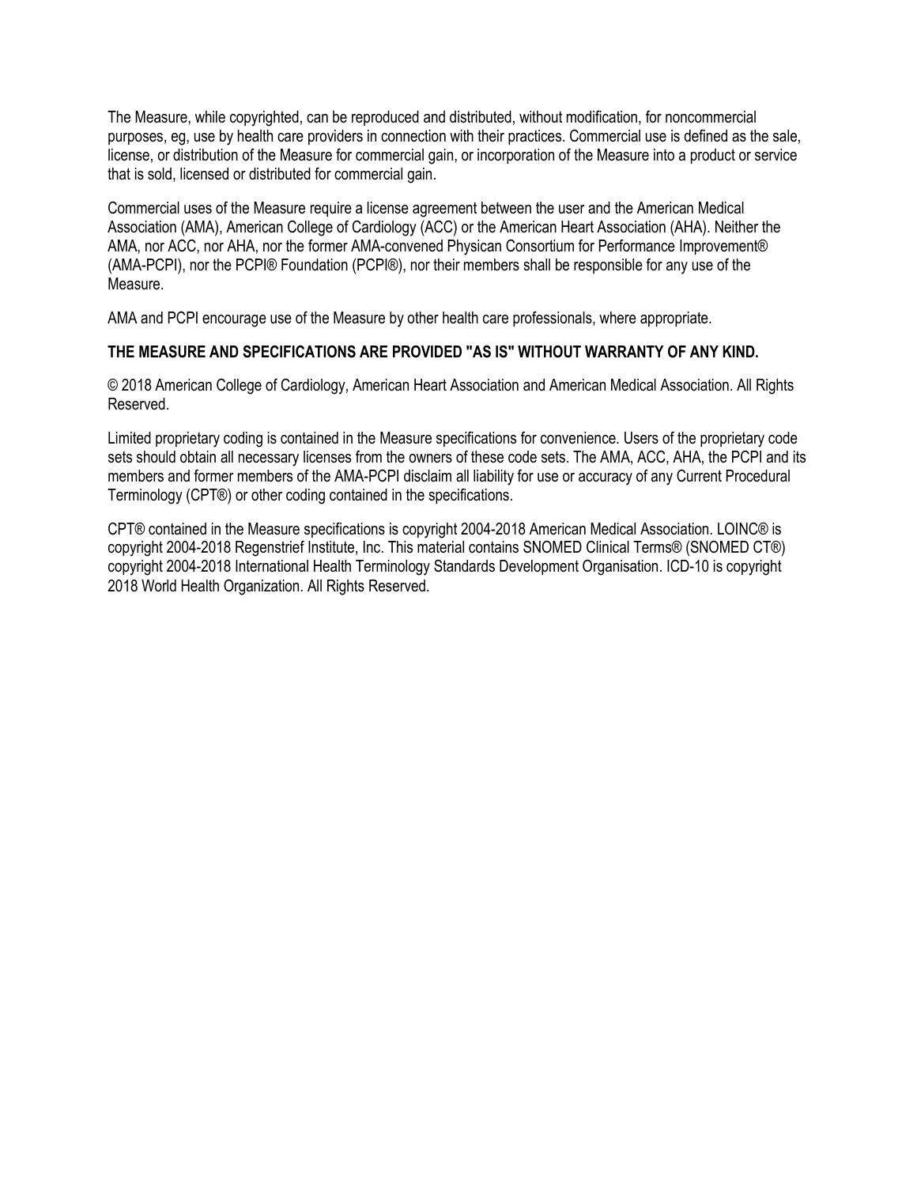The Measure, while copyrighted, can be reproduced and distributed, without modification, for noncommercial purposes, eg, use by health care providers in connection with their practices. Commercial use is defined as the sale, license, or distribution of the Measure for commercial gain, or incorporation of the Measure into a product or service that is sold, licensed or distributed for commercial gain.

Commercial uses of the Measure require a license agreement between the user and the American Medical Association (AMA), American College of Cardiology (ACC) or the American Heart Association (AHA). Neither the AMA, nor ACC, nor AHA, nor the former AMA-convened Physican Consortium for Performance Improvement® (AMA-PCPI), nor the PCPI® Foundation (PCPI®), nor their members shall be responsible for any use of the Measure.

AMA and PCPI encourage use of the Measure by other health care professionals, where appropriate.

**THE MEASURE AND SPECIFICATIONS ARE PROVIDED "AS IS" WITHOUT WARRANTY OF ANY KIND.**

© 2018 American College of Cardiology, American Heart Association and American Medical Association. All Rights Reserved.

Limited proprietary coding is contained in the Measure specifications for convenience. Users of the proprietary code sets should obtain all necessary licenses from the owners of these code sets. The AMA, ACC, AHA, the PCPI and its members and former members of the AMA-PCPI disclaim all liability for use or accuracy of any Current Procedural Terminology (CPT®) or other coding contained in the specifications.

CPT® contained in the Measure specifications is copyright 2004-2018 American Medical Association. LOINC® is copyright 2004-2018 Regenstrief Institute, Inc. This material contains SNOMED Clinical Terms® (SNOMED CT®) copyright 2004-2018 International Health Terminology Standards Development Organisation. ICD-10 is copyright 2018 World Health Organization. All Rights Reserved.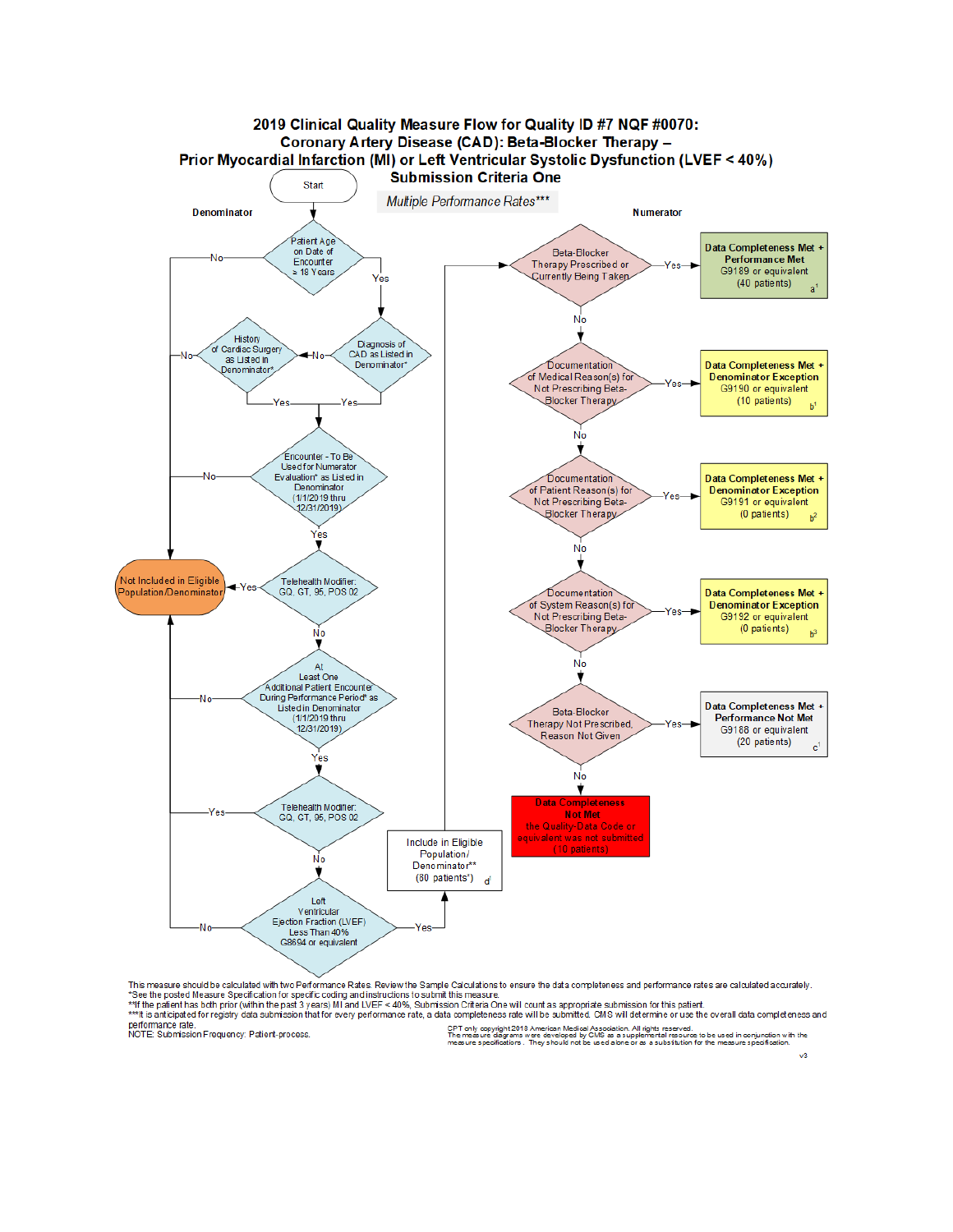# 2019 Clinical Quality Measure Flow for Quality ID #7 NQF #0070: Coronary Artery Disease (CAD): Beta-Blocker Therapy – Prior Myocardial Infarction (MI) or Left Ventricular Systolic Dysfunction (LVEF < 40%)

## Submission Criteria One

*Multiple Performance Rates****

Start

**Denominator**

Patient Age on Date of Encounter ≥ 18 Years

No → Not Included in Eligible Population/Denominator

Yes

Diagnosis of CAD as Listed in Denominator*

No → History of Cardiac Surgery as Listed in Denominator*

No → Not Included in Eligible Population/Denominator

Yes

Encounter - To Be Used for Numerator Evaluation* as Listed in Denominator (1/1/2019 thru 12/31/2019)

No → Not Included in Eligible Population/Denominator

Yes

Telehealth Modifier: GQ, GT, 95, POS 02

Yes → Not Included in Eligible Population/Denominator

No

At Least One Additional Patient Encounter During Performance Period* as Listed in Denominator (1/1/2019 thru 12/31/2019)

No → Not Included in Eligible Population/Denominator

Yes

Telehealth Modifier: GQ, GT, 95, POS 02

Yes → Not Included in Eligible Population/Denominator

No

Left Ventricular Ejection Fraction (LVEF) Less Than 40% G8694 or equivalent

No → Not Included in Eligible Population/Denominator

Yes → Include in Eligible Population/Denominator** (80 patients[*]) d[1]

**Numerator**

Beta-Blocker Therapy Prescribed or Currently Being Taken

Yes → Data Completeness Met + Performance Met G9189 or equivalent (40 patients) a[1]

No

Documentation of Medical Reason(s) for Not Prescribing Beta-Blocker Therapy

Yes → Data Completeness Met + Denominator Exception G9190 or equivalent (10 patients) b[1]

No

Documentation of Patient Reason(s) for Not Prescribing Beta-Blocker Therapy

Yes → Data Completeness Met + Denominator Exception G9191 or equivalent (0 patients) b[2]

No

Documentation of System Reason(s) for Not Prescribing Beta-Blocker Therapy

Yes → Data Completeness Met + Denominator Exception G9192 or equivalent (0 patients) b[3]

No

Beta-Blocker Therapy Not Prescribed, Reason Not Given

Yes → Data Completeness Met + Performance Not Met G9188 or equivalent (20 patients) c[1]

No

Data Completeness Not Met the Quality-Data Code or equivalent was not submitted (10 patients)

This measure should be calculated with two Performance Rates. Review the Sample Calculations to ensure the data completeness and performance rates are calculated accurately.
*See the posted Measure Specification for specific coding and instructions to submit this measure.
**If the patient has both prior (within the past 3 years) MI and LVEF < 40%, Submission Criteria One will count as appropriate submission for this patient.
***It is anticipated for registry data submission that for every performance rate, a data completeness rate will be submitted. CMS will determine or use the overall data completeness and performance rate.
NOTE: Submission Frequency: Patient-process.

CPT only copyright 2018 American Medical Association. All rights reserved.
The measure diagrams were developed by CMS as a supplemental resource to be used in conjunction with the measure specifications. They should not be used alone or as a substitution for the measure specification.

v3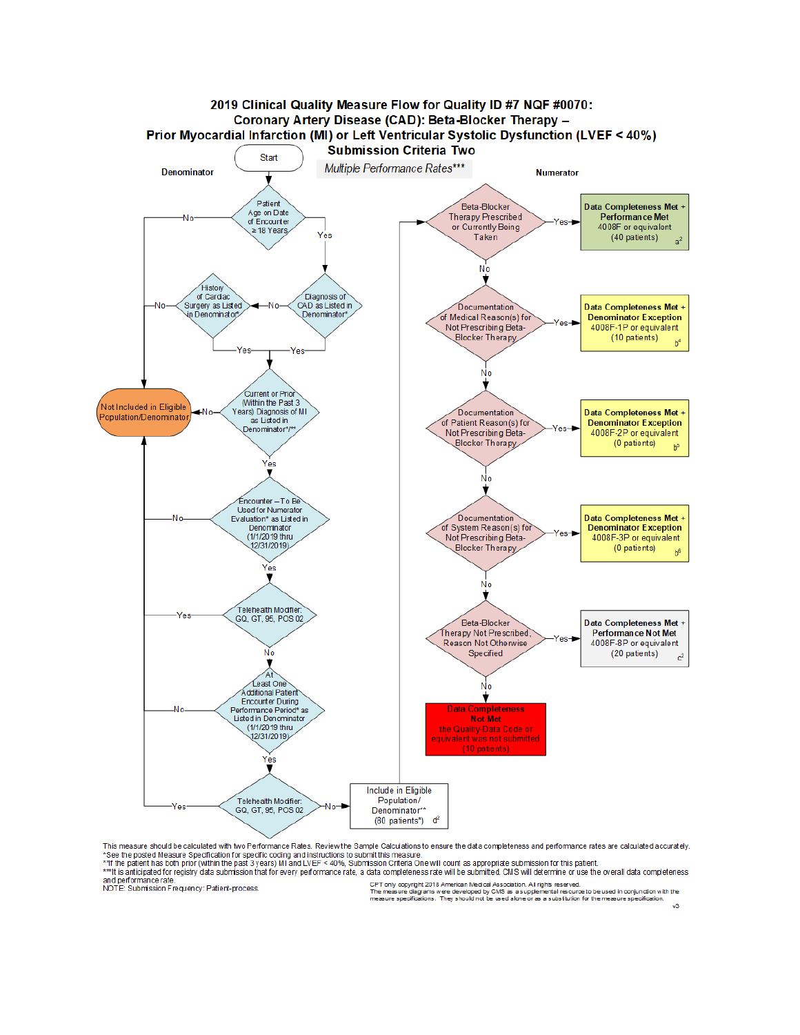# 2019 Clinical Quality Measure Flow for Quality ID #7 NQF #0070: Coronary Artery Disease (CAD): Beta-Blocker Therapy – Prior Myocardial Infarction (MI) or Left Ventricular Systolic Dysfunction (LVEF < 40%) Submission Criteria Two

*Multiple Performance Rates****

Start

**Denominator**

Patient Age on Date of Encounter ≥ 18 Years

No → Not Included in Eligible Population/Denominator

Yes

Diagnosis of CAD as Listed in Denominator*

No → History of Cardiac Surgery as Listed in Denominator*

No → Not Included in Eligible Population/Denominator

Yes

Current or Prior (Within the Past 3 Years) Diagnosis of MI as Listed in Denominator*/**

No → Not Included in Eligible Population/Denominator

Yes

Encounter – To Be Used for Numerator Evaluation* as Listed in Denominator (1/1/2019 thru 12/31/2019)

No → Not Included in Eligible Population/Denominator

Yes

Telehealth Modifier: GQ, GT, 95, POS 02

Yes → Not Included in Eligible Population/Denominator

No

At Least One Additional Patient Encounter During Performance Period* as Listed in Denominator (1/1/2019 thru 12/31/2019)

No → Not Included in Eligible Population/Denominator

Yes

Telehealth Modifier: GQ, GT, 95, POS 02

Yes → Not Included in Eligible Population/Denominator

No

Include in Eligible Population/ Denominator** (80 patients*) d[2]

**Numerator**

Beta-Blocker Therapy Prescribed or Currently Being Taken

Yes → **Data Completeness Met + Performance Met** 4008F or equivalent (40 patients) a[2]

No

Documentation of Medical Reason(s) for Not Prescribing Beta-Blocker Therapy

Yes → **Data Completeness Met + Denominator Exception** 4008F-1P or equivalent (10 patients) b[4]

No

Documentation of Patient Reason(s) for Not Prescribing Beta-Blocker Therapy

Yes → **Data Completeness Met + Denominator Exception** 4008F-2P or equivalent (0 patients) b[5]

No

Documentation of System Reason(s) for Not Prescribing Beta-Blocker Therapy

Yes → **Data Completeness Met + Denominator Exception** 4008F-3P or equivalent (0 patients) b[6]

No

Beta-Blocker Therapy Not Prescribed, Reason Not Otherwise Specified

Yes → **Data Completeness Met + Performance Not Met** 4008F-8P or equivalent (20 patients) c[2]

No

**Data Completeness Not Met** the Quality-Data Code or equivalent was not submitted (10 patients)

This measure should be calculated with two Performance Rates. Review the Sample Calculations to ensure the data completeness and performance rates are calculated accurately.
*See the posted Measure Specification for specific coding and instructions to submit this measure.
**If the patient has both prior (within the past 3 years) MI and LVEF < 40%, Submission Criteria One will count as appropriate submission for this patient.
***It is anticipated for registry data submission that for every performance rate, a data completeness rate will be submitted. CMS will determine or use the overall data completeness and performance rate.
NOTE: Submission Frequency: Patient-process

CPT only copyright 2018 American Medical Association. All rights reserved.
The measure diagrams were developed by CMS as a supplemental resource to be used in conjunction with the measure specifications. They should not be used alone or as a substitution for the measure specification.

v3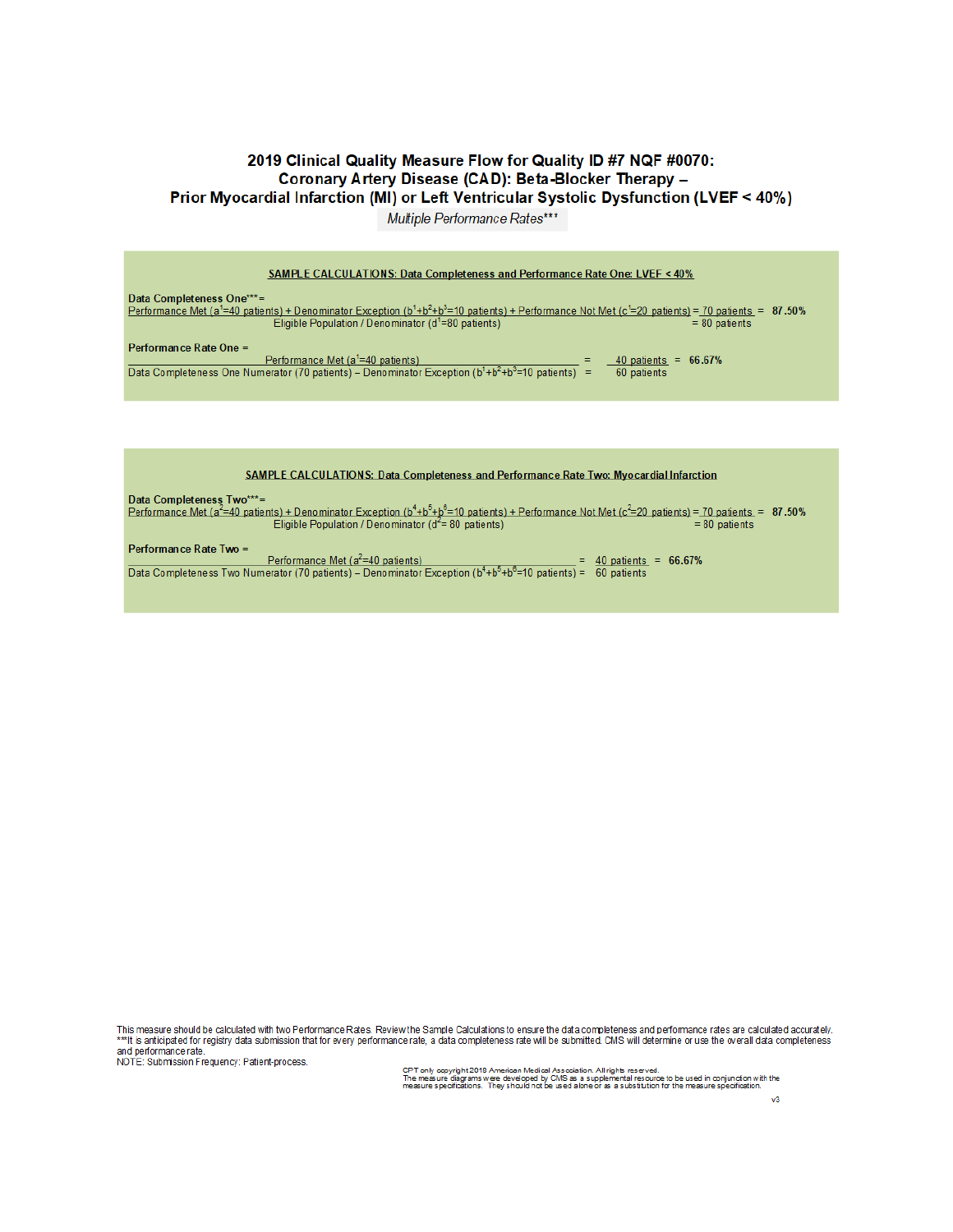# 2019 Clinical Quality Measure Flow for Quality ID #7 NQF #0070: Coronary Artery Disease (CAD): Beta-Blocker Therapy – Prior Myocardial Infarction (MI) or Left Ventricular Systolic Dysfunction (LVEF < 40%)

*Multiple Performance Rates****

**SAMPLE CALCULATIONS: Data Completeness and Performance Rate One: LVEF < 40%**

**Data Completeness One*** =**

$$\frac{\text{Performance Met } (a^1\text{=40 patients}) + \text{Denominator Exception } (b^1+b^2+b^3\text{=10 patients}) + \text{Performance Not Met } (c^1\text{=20 patients})}{\text{Eligible Population / Denominator } (d^1\text{=80 patients})} = \frac{\text{70 patients}}{\text{80 patients}} = \textbf{87.50\%}$$

**Performance Rate One =**

$$\frac{\text{Performance Met } (a^1\text{=40 patients})}{\text{Data Completeness One Numerator (70 patients)} - \text{Denominator Exception } (b^1+b^2+b^3\text{=10 patients})} = \frac{\text{40 patients}}{\text{60 patients}} = \textbf{66.67\%}$$

**SAMPLE CALCULATIONS: Data Completeness and Performance Rate Two: Myocardial Infarction**

**Data Completeness Two*** =**

$$\frac{\text{Performance Met } (a^2\text{=40 patients}) + \text{Denominator Exception } (b^4+b^5+b^6\text{=10 patients}) + \text{Performance Not Met } (c^2\text{=20 patients})}{\text{Eligible Population / Denominator } (d^2\text{= 80 patients})} = \frac{\text{70 patients}}{\text{80 patients}} = \textbf{87.50\%}$$

**Performance Rate Two =**

$$\frac{\text{Performance Met } (a^2\text{=40 patients})}{\text{Data Completeness Two Numerator (70 patients)} - \text{Denominator Exception } (b^4+b^5+b^6\text{=10 patients})} = \frac{\text{40 patients}}{\text{60 patients}} = \textbf{66.67\%}$$

This measure should be calculated with two Performance Rates. Review the Sample Calculations to ensure the data completeness and performance rates are calculated accurately.
***It is anticipated for registry data submission that for every performance rate, a data completeness rate will be submitted. CMS will determine or use the overall data completeness and performance rate.
NOTE: Submission Frequency: Patient-process.

CPT only copyright 2018 American Medical Association. All rights reserved.
The measure diagrams were developed by CMS as a supplemental resource to be used in conjunction with the measure specifications. They should not be used alone or as a substitution for the measure specification.

v3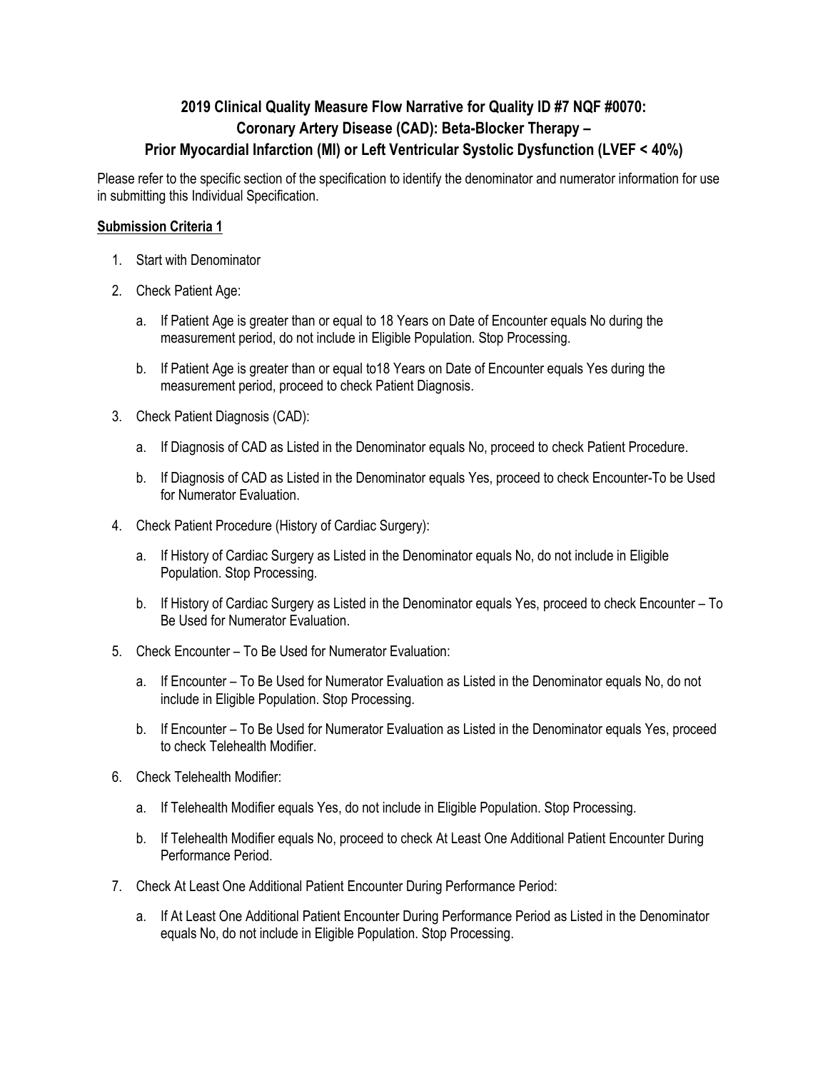## 2019 Clinical Quality Measure Flow Narrative for Quality ID #7 NQF #0070: Coronary Artery Disease (CAD): Beta-Blocker Therapy – Prior Myocardial Infarction (MI) or Left Ventricular Systolic Dysfunction (LVEF < 40%)

Please refer to the specific section of the specification to identify the denominator and numerator information for use in submitting this Individual Specification.

**Submission Criteria 1**

1. Start with Denominator
2. Check Patient Age:
   a. If Patient Age is greater than or equal to 18 Years on Date of Encounter equals No during the measurement period, do not include in Eligible Population. Stop Processing.
   b. If Patient Age is greater than or equal to18 Years on Date of Encounter equals Yes during the measurement period, proceed to check Patient Diagnosis.
3. Check Patient Diagnosis (CAD):
   a. If Diagnosis of CAD as Listed in the Denominator equals No, proceed to check Patient Procedure.
   b. If Diagnosis of CAD as Listed in the Denominator equals Yes, proceed to check Encounter-To be Used for Numerator Evaluation.
4. Check Patient Procedure (History of Cardiac Surgery):
   a. If History of Cardiac Surgery as Listed in the Denominator equals No, do not include in Eligible Population. Stop Processing.
   b. If History of Cardiac Surgery as Listed in the Denominator equals Yes, proceed to check Encounter – To Be Used for Numerator Evaluation.
5. Check Encounter – To Be Used for Numerator Evaluation:
   a. If Encounter – To Be Used for Numerator Evaluation as Listed in the Denominator equals No, do not include in Eligible Population. Stop Processing.
   b. If Encounter – To Be Used for Numerator Evaluation as Listed in the Denominator equals Yes, proceed to check Telehealth Modifier.
6. Check Telehealth Modifier:
   a. If Telehealth Modifier equals Yes, do not include in Eligible Population. Stop Processing.
   b. If Telehealth Modifier equals No, proceed to check At Least One Additional Patient Encounter During Performance Period.
7. Check At Least One Additional Patient Encounter During Performance Period:
   a. If At Least One Additional Patient Encounter During Performance Period as Listed in the Denominator equals No, do not include in Eligible Population. Stop Processing.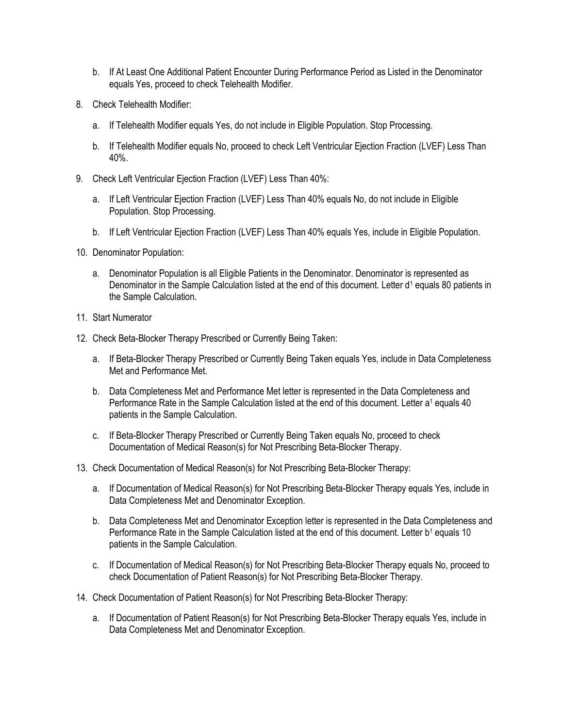b. If At Least One Additional Patient Encounter During Performance Period as Listed in the Denominator equals Yes, proceed to check Telehealth Modifier.

8. Check Telehealth Modifier:

   a. If Telehealth Modifier equals Yes, do not include in Eligible Population. Stop Processing.

   b. If Telehealth Modifier equals No, proceed to check Left Ventricular Ejection Fraction (LVEF) Less Than 40%.

9. Check Left Ventricular Ejection Fraction (LVEF) Less Than 40%:

   a. If Left Ventricular Ejection Fraction (LVEF) Less Than 40% equals No, do not include in Eligible Population. Stop Processing.

   b. If Left Ventricular Ejection Fraction (LVEF) Less Than 40% equals Yes, include in Eligible Population.

10. Denominator Population:

    a. Denominator Population is all Eligible Patients in the Denominator. Denominator is represented as Denominator in the Sample Calculation listed at the end of this document. Letter $d^1$ equals 80 patients in the Sample Calculation.

11. Start Numerator

12. Check Beta-Blocker Therapy Prescribed or Currently Being Taken:

    a. If Beta-Blocker Therapy Prescribed or Currently Being Taken equals Yes, include in Data Completeness Met and Performance Met.

    b. Data Completeness Met and Performance Met letter is represented in the Data Completeness and Performance Rate in the Sample Calculation listed at the end of this document. Letter $a^1$ equals 40 patients in the Sample Calculation.

    c. If Beta-Blocker Therapy Prescribed or Currently Being Taken equals No, proceed to check Documentation of Medical Reason(s) for Not Prescribing Beta-Blocker Therapy.

13. Check Documentation of Medical Reason(s) for Not Prescribing Beta-Blocker Therapy:

    a. If Documentation of Medical Reason(s) for Not Prescribing Beta-Blocker Therapy equals Yes, include in Data Completeness Met and Denominator Exception.

    b. Data Completeness Met and Denominator Exception letter is represented in the Data Completeness and Performance Rate in the Sample Calculation listed at the end of this document. Letter $b^1$ equals 10 patients in the Sample Calculation.

    c. If Documentation of Medical Reason(s) for Not Prescribing Beta-Blocker Therapy equals No, proceed to check Documentation of Patient Reason(s) for Not Prescribing Beta-Blocker Therapy.

14. Check Documentation of Patient Reason(s) for Not Prescribing Beta-Blocker Therapy:

    a. If Documentation of Patient Reason(s) for Not Prescribing Beta-Blocker Therapy equals Yes, include in Data Completeness Met and Denominator Exception.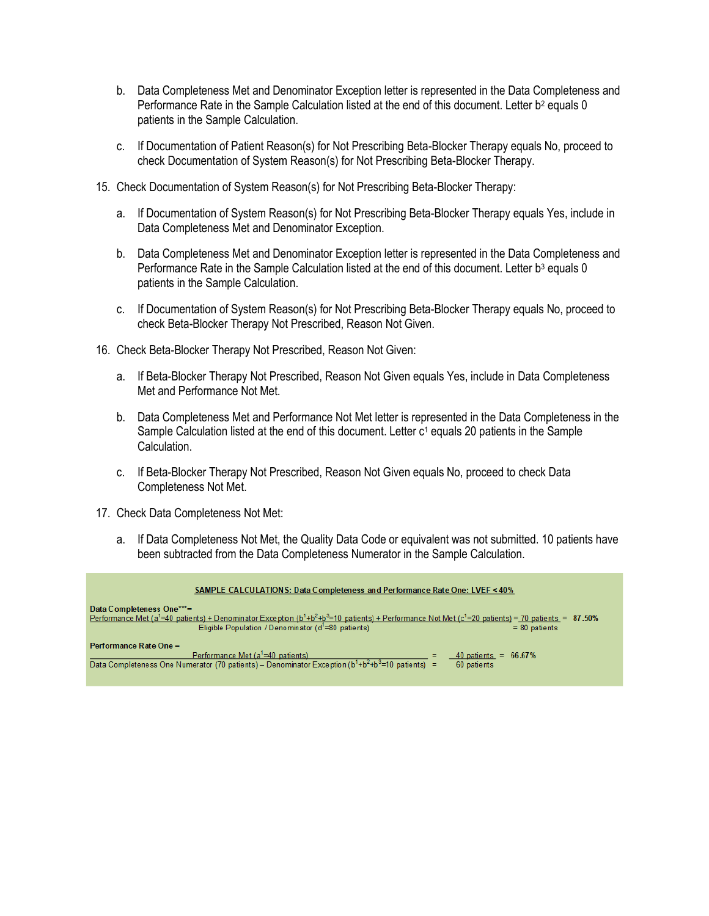b. Data Completeness Met and Denominator Exception letter is represented in the Data Completeness and Performance Rate in the Sample Calculation listed at the end of this document. Letter $b^2$ equals 0 patients in the Sample Calculation.

c. If Documentation of Patient Reason(s) for Not Prescribing Beta-Blocker Therapy equals No, proceed to check Documentation of System Reason(s) for Not Prescribing Beta-Blocker Therapy.

15. Check Documentation of System Reason(s) for Not Prescribing Beta-Blocker Therapy:

    a. If Documentation of System Reason(s) for Not Prescribing Beta-Blocker Therapy equals Yes, include in Data Completeness Met and Denominator Exception.

    b. Data Completeness Met and Denominator Exception letter is represented in the Data Completeness and Performance Rate in the Sample Calculation listed at the end of this document. Letter $b^3$ equals 0 patients in the Sample Calculation.

    c. If Documentation of System Reason(s) for Not Prescribing Beta-Blocker Therapy equals No, proceed to check Beta-Blocker Therapy Not Prescribed, Reason Not Given.

16. Check Beta-Blocker Therapy Not Prescribed, Reason Not Given:

    a. If Beta-Blocker Therapy Not Prescribed, Reason Not Given equals Yes, include in Data Completeness Met and Performance Not Met.

    b. Data Completeness Met and Performance Not Met letter is represented in the Data Completeness in the Sample Calculation listed at the end of this document. Letter $c^1$ equals 20 patients in the Sample Calculation.

    c. If Beta-Blocker Therapy Not Prescribed, Reason Not Given equals No, proceed to check Data Completeness Not Met.

17. Check Data Completeness Not Met:

    a. If Data Completeness Not Met, the Quality Data Code or equivalent was not submitted. 10 patients have been subtracted from the Data Completeness Numerator in the Sample Calculation.

**SAMPLE CALCULATIONS: Data Completeness and Performance Rate One: LVEF < 40%**

**Data Completeness One\*\*\*=**

$$\frac{\text{Performance Met } (a^1\text{=40 patients}) + \text{Denominator Exception } (b^1+b^2+b^3\text{=10 patients}) + \text{Performance Not Met } (c^1\text{=20 patients})}{\text{Eligible Population / Denominator } (d^1\text{=80 patients})} = \frac{\text{70 patients}}{\text{80 patients}} = \textbf{87.50\%}$$

**Performance Rate One =**

$$\frac{\text{Performance Met } (a^1\text{=40 patients})}{\text{Data Completeness One Numerator (70 patients)} - \text{Denominator Exception } (b^1+b^2+b^3\text{=10 patients})} = \frac{\text{40 patients}}{\text{60 patients}} = \textbf{66.67\%}$$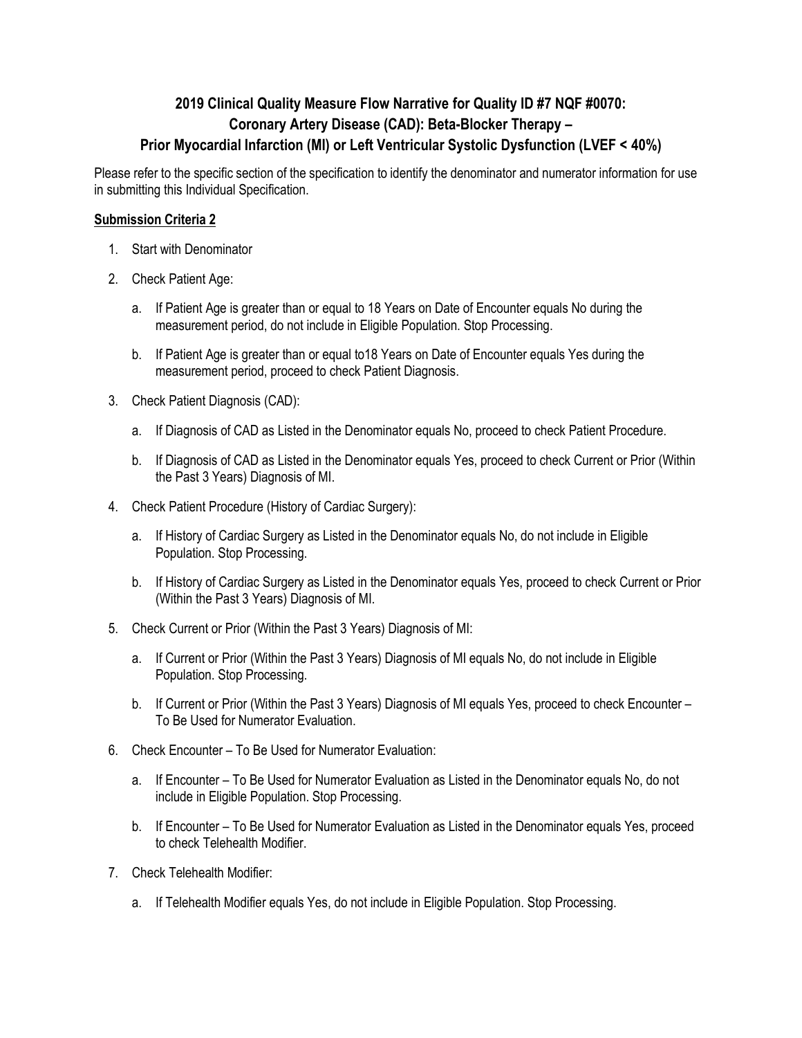## 2019 Clinical Quality Measure Flow Narrative for Quality ID #7 NQF #0070: Coronary Artery Disease (CAD): Beta-Blocker Therapy – Prior Myocardial Infarction (MI) or Left Ventricular Systolic Dysfunction (LVEF < 40%)

Please refer to the specific section of the specification to identify the denominator and numerator information for use in submitting this Individual Specification.

**Submission Criteria 2**

1. Start with Denominator
2. Check Patient Age:
   a. If Patient Age is greater than or equal to 18 Years on Date of Encounter equals No during the measurement period, do not include in Eligible Population. Stop Processing.
   b. If Patient Age is greater than or equal to18 Years on Date of Encounter equals Yes during the measurement period, proceed to check Patient Diagnosis.
3. Check Patient Diagnosis (CAD):
   a. If Diagnosis of CAD as Listed in the Denominator equals No, proceed to check Patient Procedure.
   b. If Diagnosis of CAD as Listed in the Denominator equals Yes, proceed to check Current or Prior (Within the Past 3 Years) Diagnosis of MI.
4. Check Patient Procedure (History of Cardiac Surgery):
   a. If History of Cardiac Surgery as Listed in the Denominator equals No, do not include in Eligible Population. Stop Processing.
   b. If History of Cardiac Surgery as Listed in the Denominator equals Yes, proceed to check Current or Prior (Within the Past 3 Years) Diagnosis of MI.
5. Check Current or Prior (Within the Past 3 Years) Diagnosis of MI:
   a. If Current or Prior (Within the Past 3 Years) Diagnosis of MI equals No, do not include in Eligible Population. Stop Processing.
   b. If Current or Prior (Within the Past 3 Years) Diagnosis of MI equals Yes, proceed to check Encounter – To Be Used for Numerator Evaluation.
6. Check Encounter – To Be Used for Numerator Evaluation:
   a. If Encounter – To Be Used for Numerator Evaluation as Listed in the Denominator equals No, do not include in Eligible Population. Stop Processing.
   b. If Encounter – To Be Used for Numerator Evaluation as Listed in the Denominator equals Yes, proceed to check Telehealth Modifier.
7. Check Telehealth Modifier:
   a. If Telehealth Modifier equals Yes, do not include in Eligible Population. Stop Processing.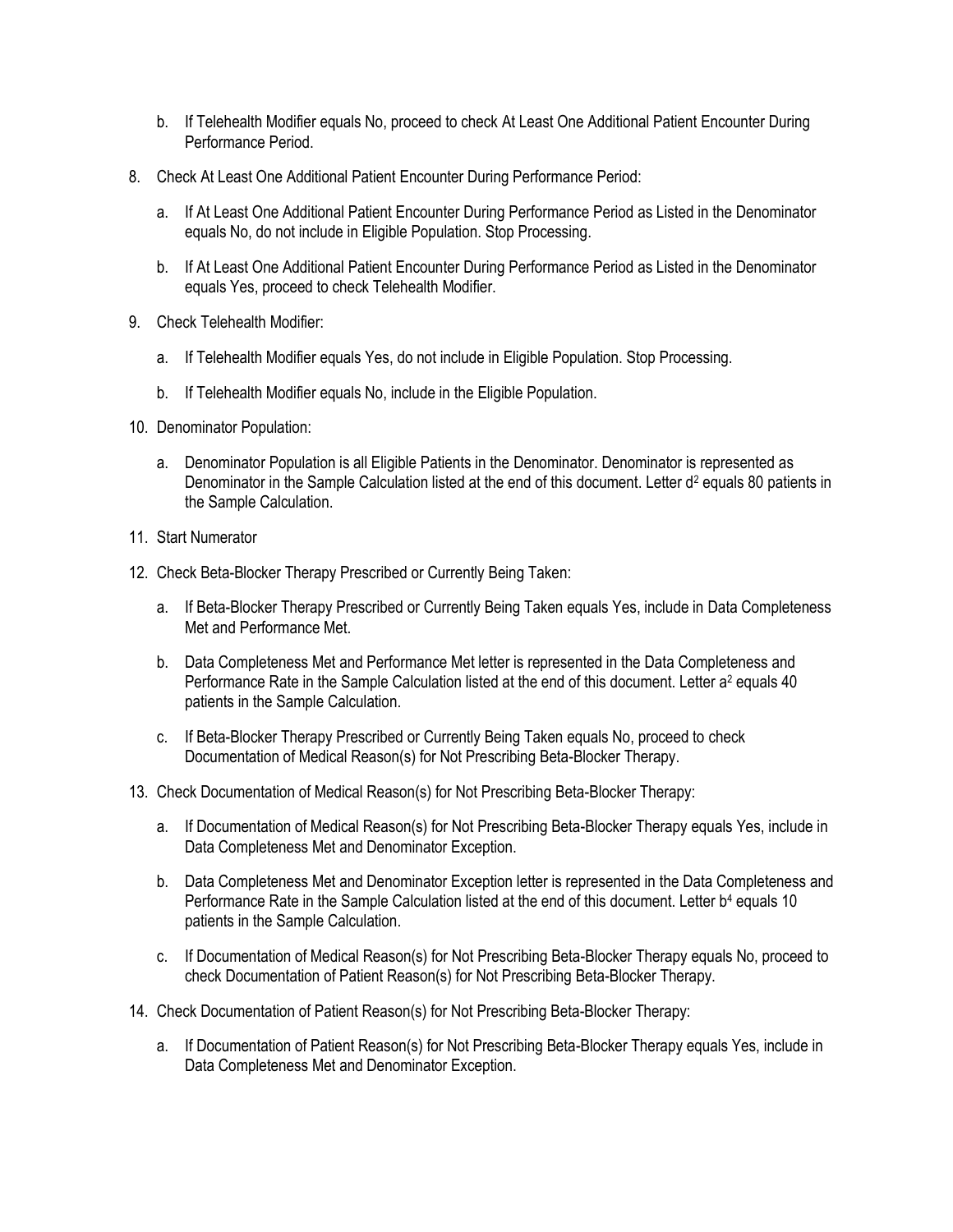b. If Telehealth Modifier equals No, proceed to check At Least One Additional Patient Encounter During Performance Period.

8. Check At Least One Additional Patient Encounter During Performance Period:

   a. If At Least One Additional Patient Encounter During Performance Period as Listed in the Denominator equals No, do not include in Eligible Population. Stop Processing.

   b. If At Least One Additional Patient Encounter During Performance Period as Listed in the Denominator equals Yes, proceed to check Telehealth Modifier.

9. Check Telehealth Modifier:

   a. If Telehealth Modifier equals Yes, do not include in Eligible Population. Stop Processing.

   b. If Telehealth Modifier equals No, include in the Eligible Population.

10. Denominator Population:

    a. Denominator Population is all Eligible Patients in the Denominator. Denominator is represented as Denominator in the Sample Calculation listed at the end of this document. Letter $d^2$ equals 80 patients in the Sample Calculation.

11. Start Numerator

12. Check Beta-Blocker Therapy Prescribed or Currently Being Taken:

    a. If Beta-Blocker Therapy Prescribed or Currently Being Taken equals Yes, include in Data Completeness Met and Performance Met.

    b. Data Completeness Met and Performance Met letter is represented in the Data Completeness and Performance Rate in the Sample Calculation listed at the end of this document. Letter $a^2$ equals 40 patients in the Sample Calculation.

    c. If Beta-Blocker Therapy Prescribed or Currently Being Taken equals No, proceed to check Documentation of Medical Reason(s) for Not Prescribing Beta-Blocker Therapy.

13. Check Documentation of Medical Reason(s) for Not Prescribing Beta-Blocker Therapy:

    a. If Documentation of Medical Reason(s) for Not Prescribing Beta-Blocker Therapy equals Yes, include in Data Completeness Met and Denominator Exception.

    b. Data Completeness Met and Denominator Exception letter is represented in the Data Completeness and Performance Rate in the Sample Calculation listed at the end of this document. Letter $b^4$ equals 10 patients in the Sample Calculation.

    c. If Documentation of Medical Reason(s) for Not Prescribing Beta-Blocker Therapy equals No, proceed to check Documentation of Patient Reason(s) for Not Prescribing Beta-Blocker Therapy.

14. Check Documentation of Patient Reason(s) for Not Prescribing Beta-Blocker Therapy:

    a. If Documentation of Patient Reason(s) for Not Prescribing Beta-Blocker Therapy equals Yes, include in Data Completeness Met and Denominator Exception.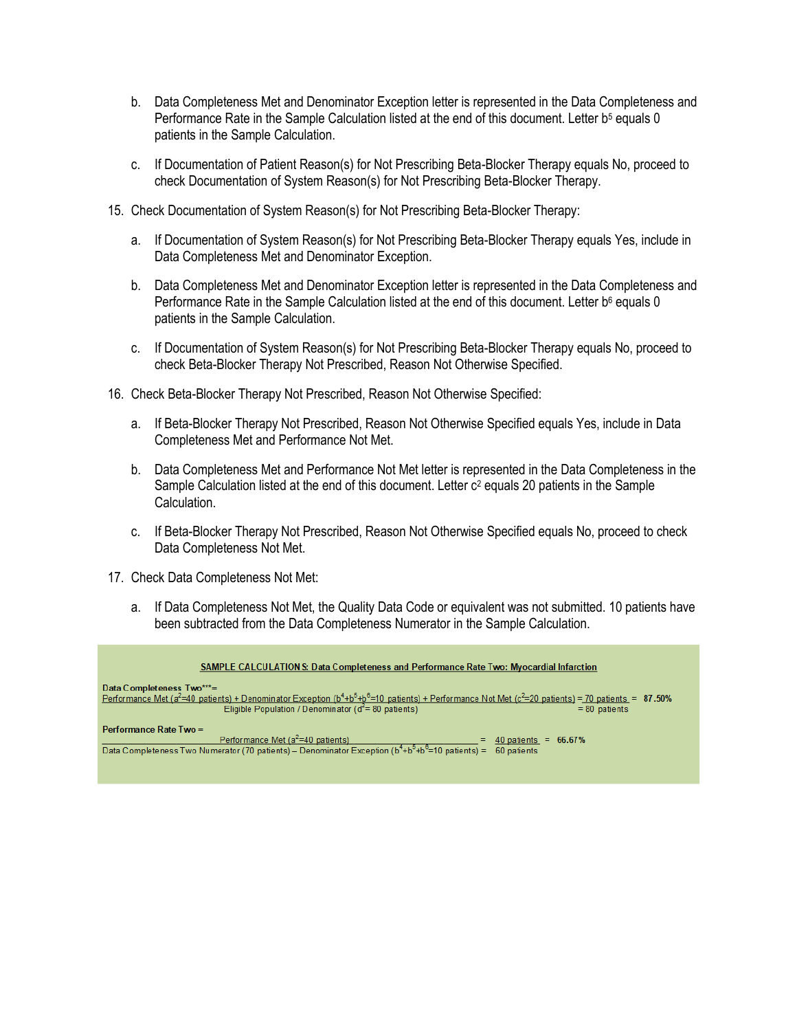b. Data Completeness Met and Denominator Exception letter is represented in the Data Completeness and Performance Rate in the Sample Calculation listed at the end of this document. Letter $b^5$ equals 0 patients in the Sample Calculation.

c. If Documentation of Patient Reason(s) for Not Prescribing Beta-Blocker Therapy equals No, proceed to check Documentation of System Reason(s) for Not Prescribing Beta-Blocker Therapy.

15. Check Documentation of System Reason(s) for Not Prescribing Beta-Blocker Therapy:

    a. If Documentation of System Reason(s) for Not Prescribing Beta-Blocker Therapy equals Yes, include in Data Completeness Met and Denominator Exception.

    b. Data Completeness Met and Denominator Exception letter is represented in the Data Completeness and Performance Rate in the Sample Calculation listed at the end of this document. Letter $b^6$ equals 0 patients in the Sample Calculation.

    c. If Documentation of System Reason(s) for Not Prescribing Beta-Blocker Therapy equals No, proceed to check Beta-Blocker Therapy Not Prescribed, Reason Not Otherwise Specified.

16. Check Beta-Blocker Therapy Not Prescribed, Reason Not Otherwise Specified:

    a. If Beta-Blocker Therapy Not Prescribed, Reason Not Otherwise Specified equals Yes, include in Data Completeness Met and Performance Not Met.

    b. Data Completeness Met and Performance Not Met letter is represented in the Data Completeness in the Sample Calculation listed at the end of this document. Letter $c^2$ equals 20 patients in the Sample Calculation.

    c. If Beta-Blocker Therapy Not Prescribed, Reason Not Otherwise Specified equals No, proceed to check Data Completeness Not Met.

17. Check Data Completeness Not Met:

    a. If Data Completeness Not Met, the Quality Data Code or equivalent was not submitted. 10 patients have been subtracted from the Data Completeness Numerator in the Sample Calculation.

**SAMPLE CALCULATIONS: Data Completeness and Performance Rate Two: Myocardial Infarction**

**Data Completeness Two\*\*\*=**

$$\frac{\text{Performance Met } (a^2\text{=40 patients}) + \text{Denominator Exception } (b^4\text{+}b^5\text{+}b^6\text{=10 patients}) + \text{Performance Not Met } (c^2\text{=20 patients})}{\text{Eligible Population / Denominator } (d^2\text{= 80 patients})} = \frac{\text{70 patients}}{\text{80 patients}} = \mathbf{87.50\%}$$

**Performance Rate Two =**

$$\frac{\text{Performance Met } (a^2\text{=40 patients})}{\text{Data Completeness Two Numerator (70 patients)} - \text{Denominator Exception } (b^4\text{+}b^5\text{+}b^6\text{=10 patients})} = \frac{\text{40 patients}}{\text{60 patients}} = \mathbf{66.67\%}$$